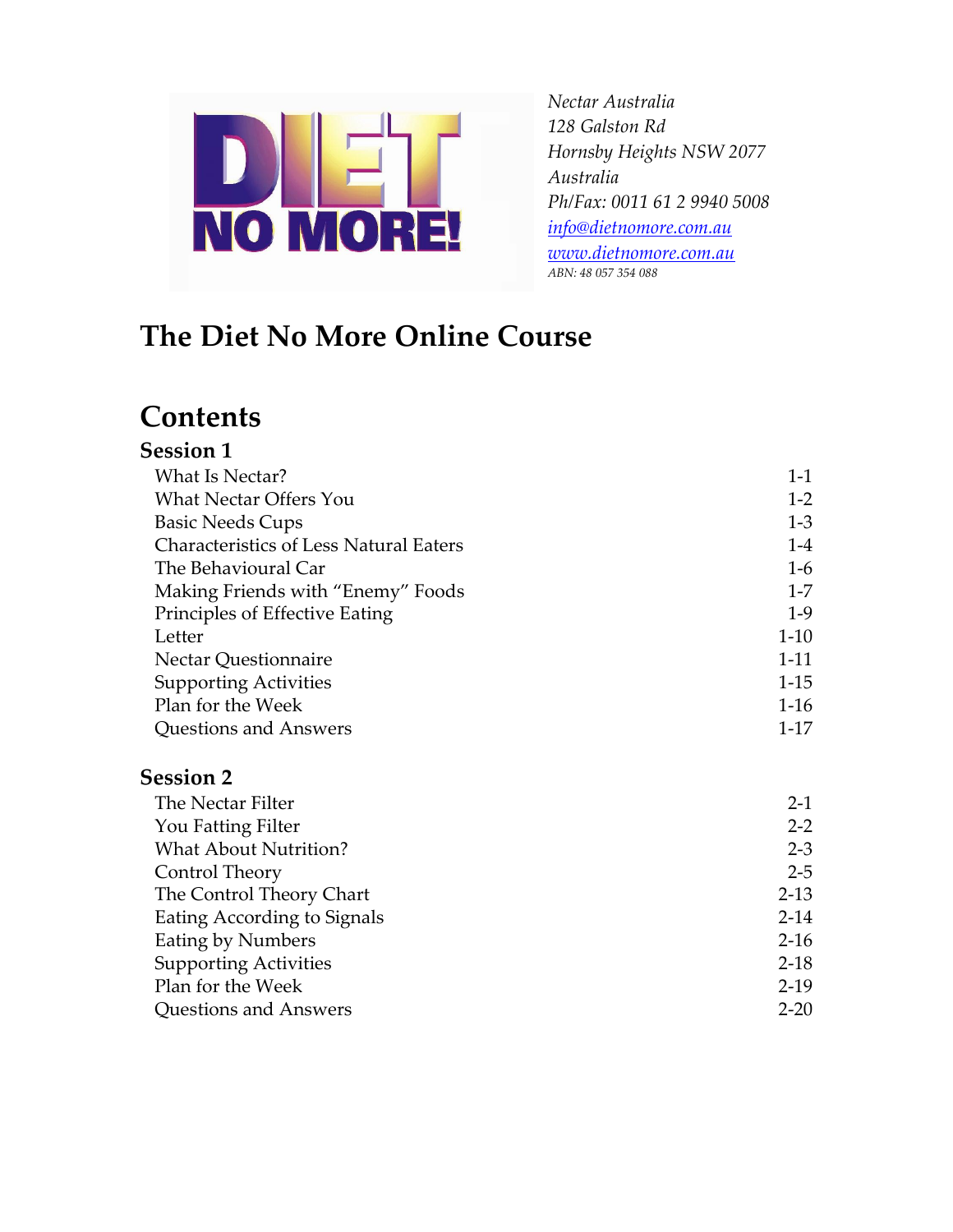*Nectar Australia*
*128 Galston Rd*
*Hornsby Heights NSW 2077*
*Australia*
*Ph/Fax: 0011 61 2 9940 5008*
*info@dietnomore.com.au*
*www.dietnomore.com.au*
*ABN: 48 057 354 088*

# The Diet No More Online Course

# Contents

## Session 1

| | |
|---|---|
| What Is Nectar? | 1-1 |
| What Nectar Offers You | 1-2 |
| Basic Needs Cups | 1-3 |
| Characteristics of Less Natural Eaters | 1-4 |
| The Behavioural Car | 1-6 |
| Making Friends with "Enemy" Foods | 1-7 |
| Principles of Effective Eating | 1-9 |
| Letter | 1-10 |
| Nectar Questionnaire | 1-11 |
| Supporting Activities | 1-15 |
| Plan for the Week | 1-16 |
| Questions and Answers | 1-17 |

## Session 2

| | |
|---|---|
| The Nectar Filter | 2-1 |
| You Fatting Filter | 2-2 |
| What About Nutrition? | 2-3 |
| Control Theory | 2-5 |
| The Control Theory Chart | 2-13 |
| Eating According to Signals | 2-14 |
| Eating by Numbers | 2-16 |
| Supporting Activities | 2-18 |
| Plan for the Week | 2-19 |
| Questions and Answers | 2-20 |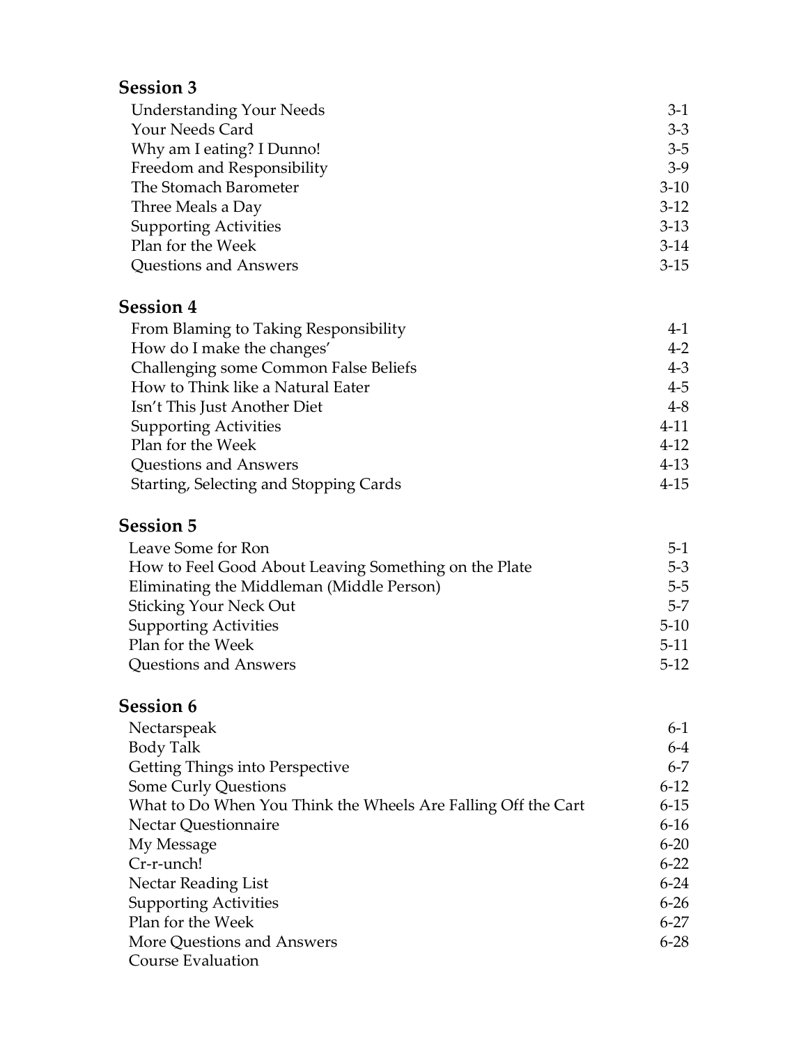## Session 3

| | |
|---|---|
| Understanding Your Needs | 3-1 |
| Your Needs Card | 3-3 |
| Why am I eating? I Dunno! | 3-5 |
| Freedom and Responsibility | 3-9 |
| The Stomach Barometer | 3-10 |
| Three Meals a Day | 3-12 |
| Supporting Activities | 3-13 |
| Plan for the Week | 3-14 |
| Questions and Answers | 3-15 |

## Session 4

| | |
|---|---|
| From Blaming to Taking Responsibility | 4-1 |
| How do I make the changes’ | 4-2 |
| Challenging some Common False Beliefs | 4-3 |
| How to Think like a Natural Eater | 4-5 |
| Isn’t This Just Another Diet | 4-8 |
| Supporting Activities | 4-11 |
| Plan for the Week | 4-12 |
| Questions and Answers | 4-13 |
| Starting, Selecting and Stopping Cards | 4-15 |

## Session 5

| | |
|---|---|
| Leave Some for Ron | 5-1 |
| How to Feel Good About Leaving Something on the Plate | 5-3 |
| Eliminating the Middleman (Middle Person) | 5-5 |
| Sticking Your Neck Out | 5-7 |
| Supporting Activities | 5-10 |
| Plan for the Week | 5-11 |
| Questions and Answers | 5-12 |

## Session 6

| | |
|---|---|
| Nectarspeak | 6-1 |
| Body Talk | 6-4 |
| Getting Things into Perspective | 6-7 |
| Some Curly Questions | 6-12 |
| What to Do When You Think the Wheels Are Falling Off the Cart | 6-15 |
| Nectar Questionnaire | 6-16 |
| My Message | 6-20 |
| Cr-r-unch! | 6-22 |
| Nectar Reading List | 6-24 |
| Supporting Activities | 6-26 |
| Plan for the Week | 6-27 |
| More Questions and Answers | 6-28 |
| Course Evaluation | |